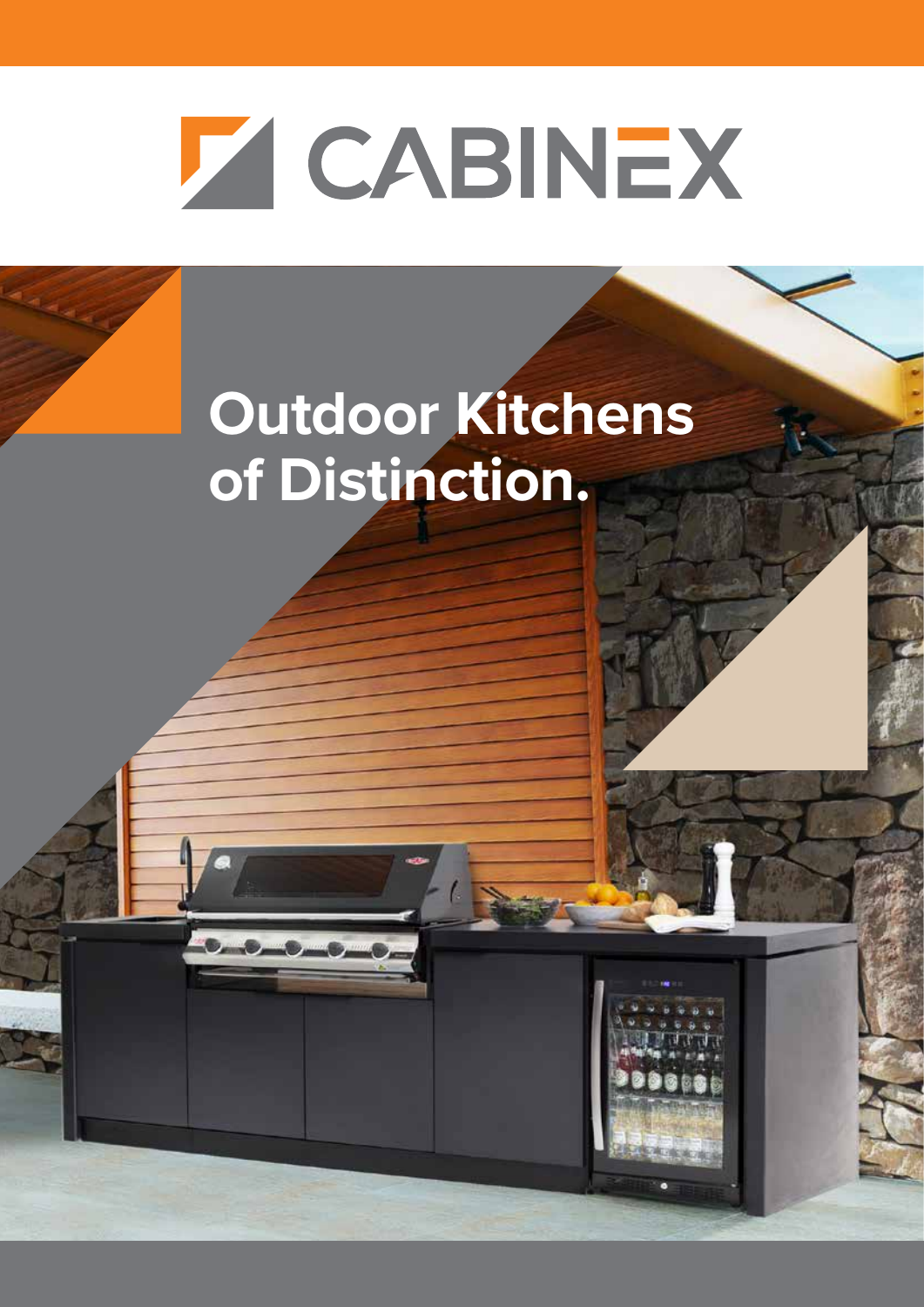# CABINEX

## Outdoor Kitchens of Distinction.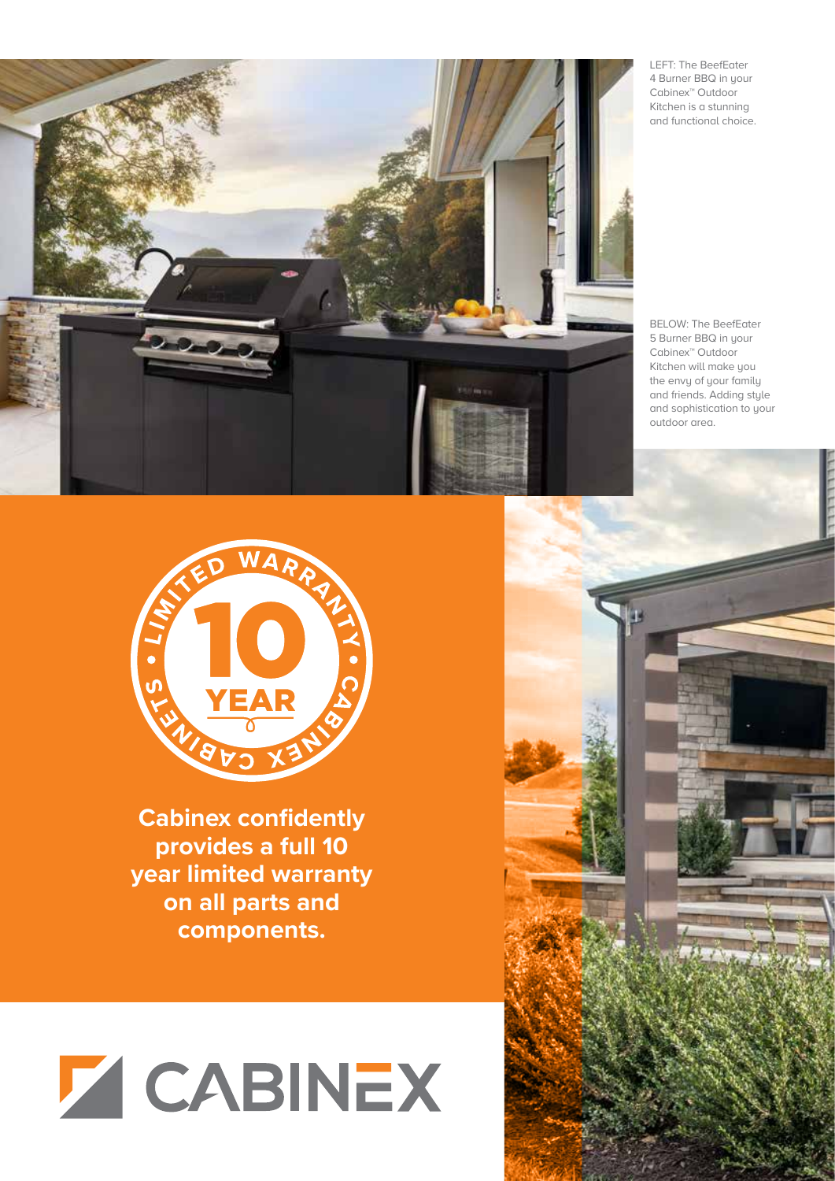LEFT: The BeefEater 4 Burner BBQ in your Cabinex™ Outdoor Kitchen is a stunning and functional choice.

BELOW: The BeefEater 5 Burner BBQ in your Cabinex™ Outdoor Kitchen will make you the envy of your family and friends. Adding style and sophistication to your outdoor area.

LIMITED WARRANTY • 10 YEAR • CABINEX CABINETS

**Cabinex confidently provides a full 10 year limited warranty on all parts and components.**

CABINEX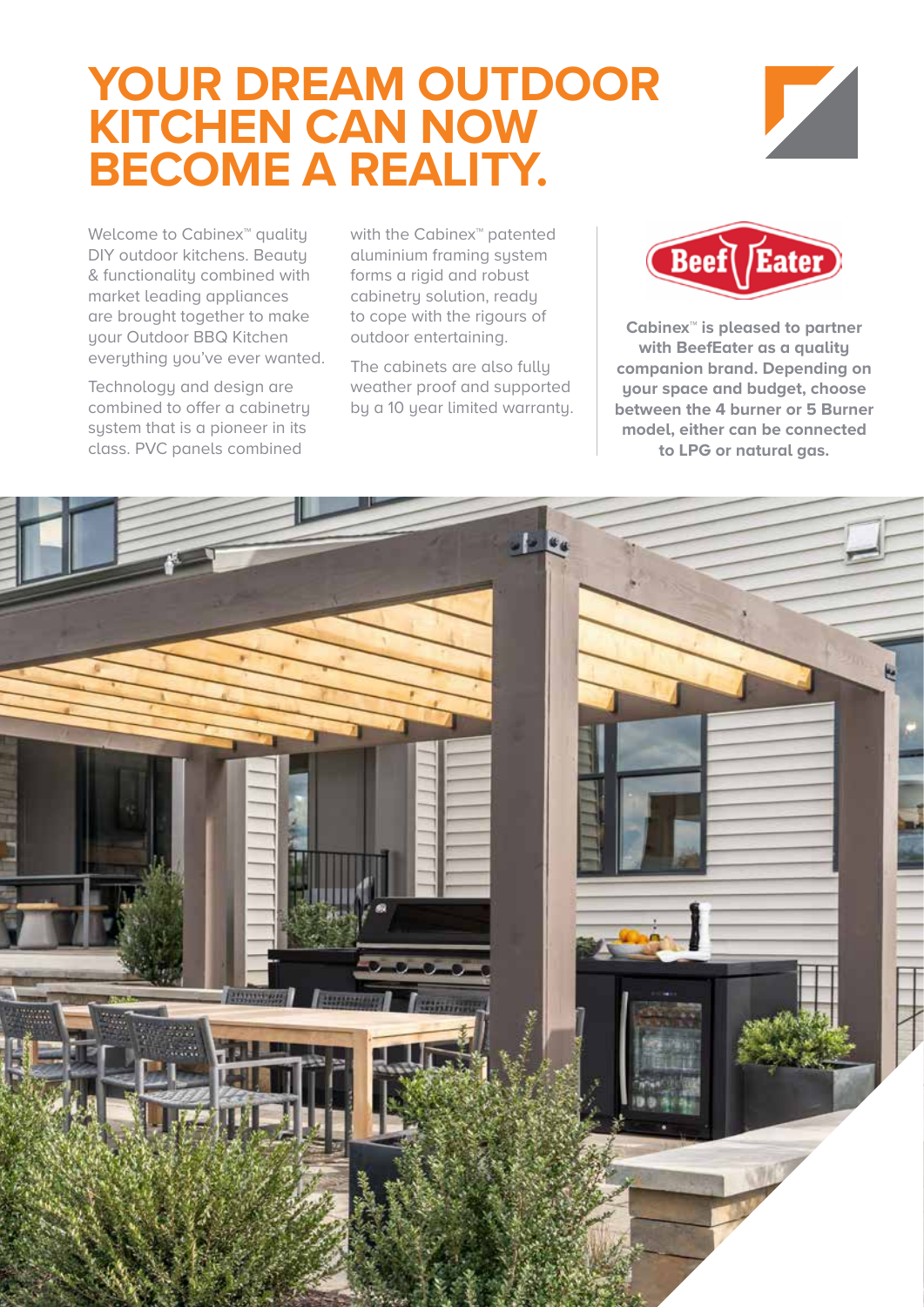# YOUR DREAM OUTDOOR KITCHEN CAN NOW BECOME A REALITY.

Welcome to Cabinex™ quality DIY outdoor kitchens. Beauty & functionality combined with market leading appliances are brought together to make your Outdoor BBQ Kitchen everything you've ever wanted.

Technology and design are combined to offer a cabinetry system that is a pioneer in its class. PVC panels combined with the Cabinex™ patented aluminium framing system forms a rigid and robust cabinetry solution, ready to cope with the rigours of outdoor entertaining.

The cabinets are also fully weather proof and supported by a 10 year limited warranty.

Beef Eater

**Cabinex™ is pleased to partner with BeefEater as a quality companion brand. Depending on your space and budget, choose between the 4 burner or 5 Burner model, either can be connected to LPG or natural gas.**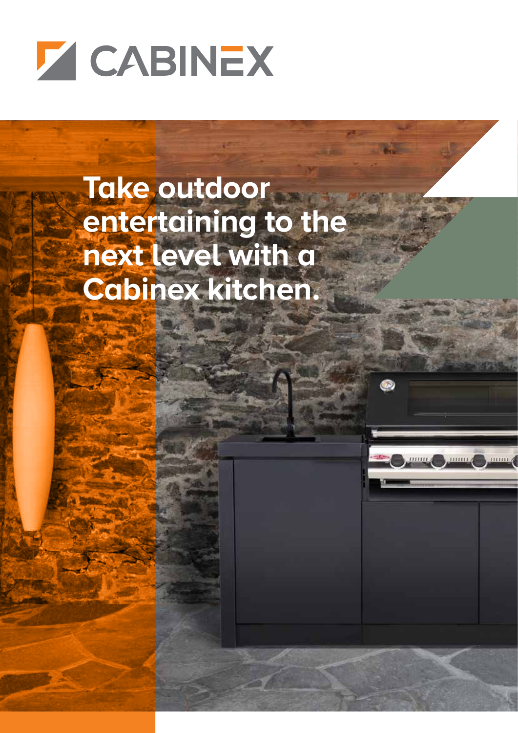# CABINEX

## Take outdoor entertaining to the next level with a Cabinex kitchen.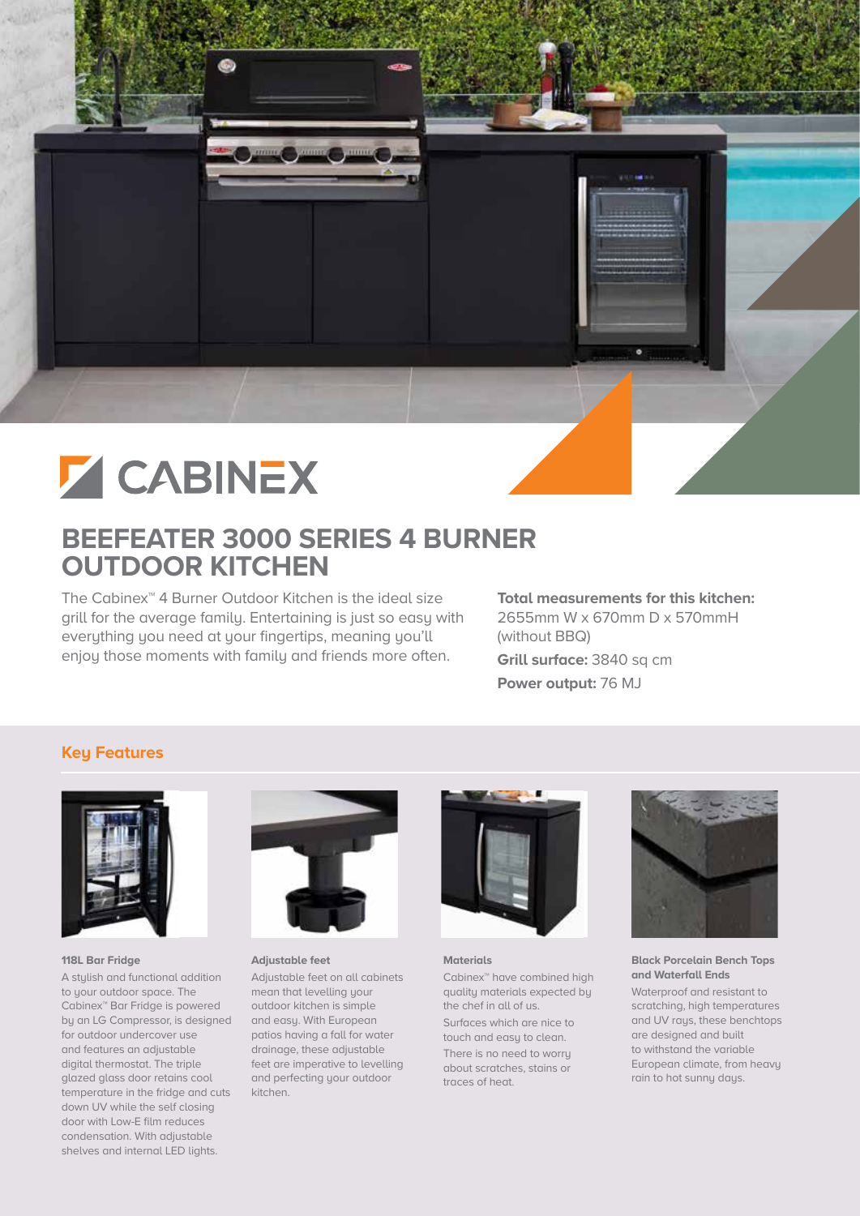CABINEX

# BEEFEATER 3000 SERIES 4 BURNER OUTDOOR KITCHEN

The Cabinex™ 4 Burner Outdoor Kitchen is the ideal size grill for the average family. Entertaining is just so easy with everything you need at your fingertips, meaning you'll enjoy those moments with family and friends more often.

**Total measurements for this kitchen:**
2655mm W x 670mm D x 570mmH (without BBQ)

**Grill surface:** 3840 sq cm

**Power output:** 76 MJ

## Key Features

### 118L Bar Fridge

A stylish and functional addition to your outdoor space. The Cabinex™ Bar Fridge is powered by an LG Compressor, is designed for outdoor undercover use and features an adjustable digital thermostat. The triple glazed glass door retains cool temperature in the fridge and cuts down UV while the self closing door with Low-E film reduces condensation. With adjustable shelves and internal LED lights.

### Adjustable feet

Adjustable feet on all cabinets mean that levelling your outdoor kitchen is simple and easy. With European patios having a fall for water drainage, these adjustable feet are imperative to levelling and perfecting your outdoor kitchen.

### Materials

Cabinex™ have combined high quality materials expected by the chef in all of us.

Surfaces which are nice to touch and easy to clean.

There is no need to worry about scratches, stains or traces of heat.

### Black Porcelain Bench Tops and Waterfall Ends

Waterproof and resistant to scratching, high temperatures and UV rays, these benchtops are designed and built to withstand the variable European climate, from heavy rain to hot sunny days.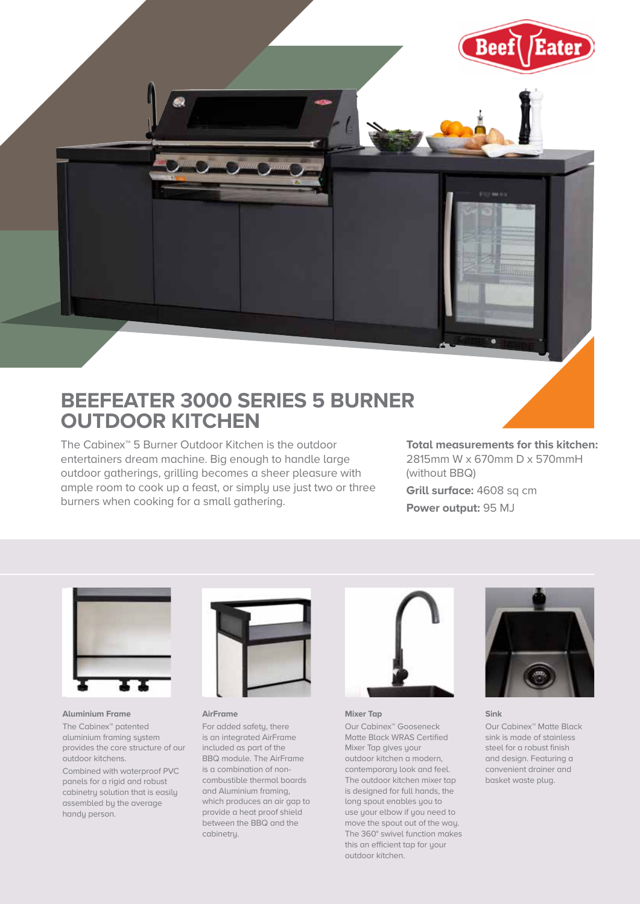# BEEFEATER 3000 SERIES 5 BURNER OUTDOOR KITCHEN

The Cabinex™ 5 Burner Outdoor Kitchen is the outdoor entertainers dream machine. Big enough to handle large outdoor gatherings, grilling becomes a sheer pleasure with ample room to cook up a feast, or simply use just two or three burners when cooking for a small gathering.

**Total measurements for this kitchen:** 2815mm W x 670mm D x 570mmH (without BBQ)

**Grill surface:** 4608 sq cm

**Power output:** 95 MJ

### Aluminium Frame

The Cabinex™ patented aluminium framing system provides the core structure of our outdoor kitchens.

Combined with waterproof PVC panels for a rigid and robust cabinetry solution that is easily assembled by the average handy person.

### AirFrame

For added safety, there is an integrated AirFrame included as part of the BBQ module. The AirFrame is a combination of non-combustible thermal boards and Aluminium framing, which produces an air gap to provide a heat proof shield between the BBQ and the cabinetry.

### Mixer Tap

Our Cabinex™ Gooseneck Matte Black WRAS Certified Mixer Tap gives your outdoor kitchen a modern, contemporary look and feel. The outdoor kitchen mixer tap is designed for full hands, the long spout enables you to use your elbow if you need to move the spout out of the way. The 360° swivel function makes this an efficient tap for your outdoor kitchen.

### Sink

Our Cabinex™ Matte Black sink is made of stainless steel for a robust finish and design. Featuring a convenient drainer and basket waste plug.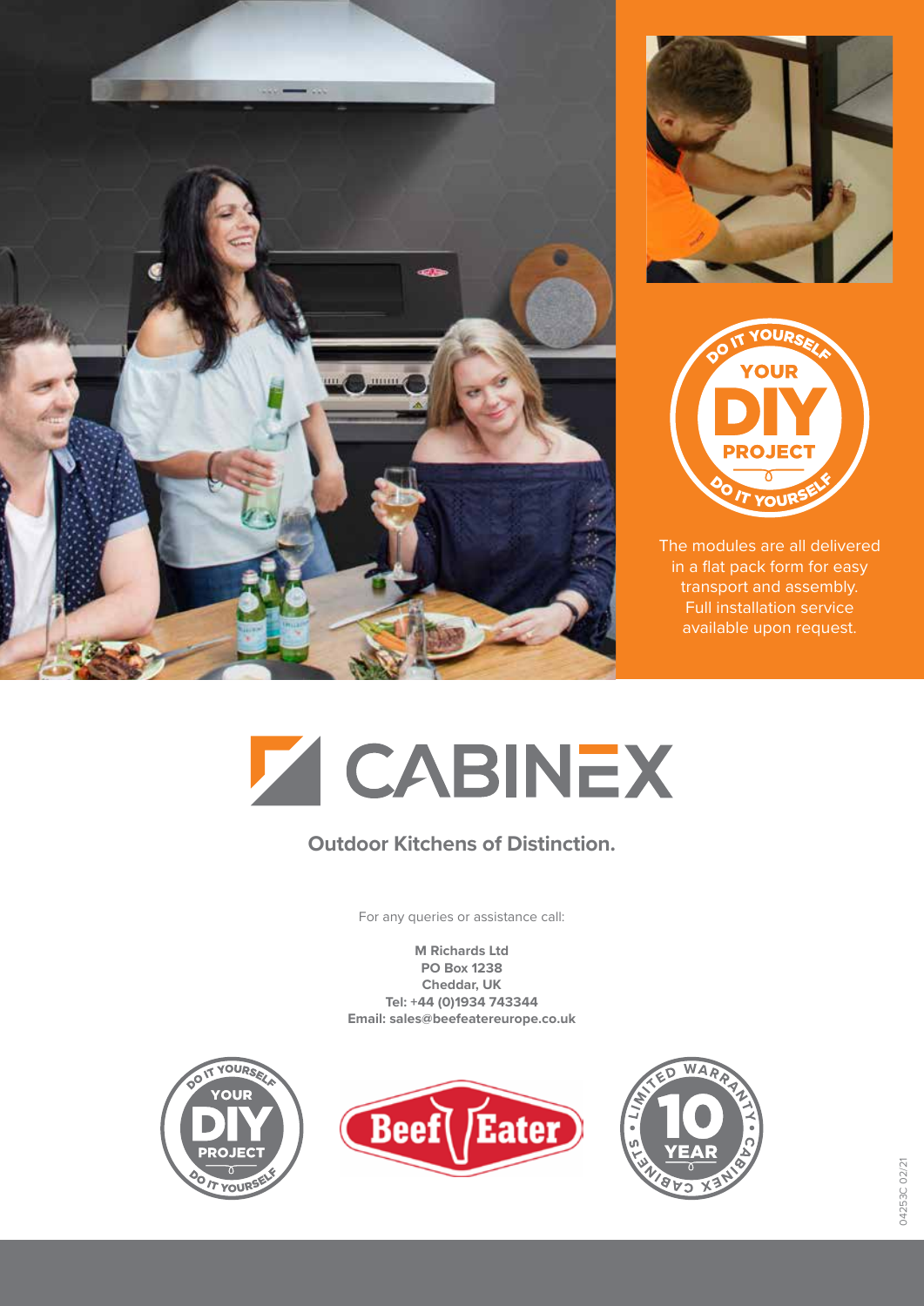The modules are all delivered in a flat pack form for easy transport and assembly. Full installation service available upon request.

# CABINEX

**Outdoor Kitchens of Distinction.**

For any queries or assistance call:

**M Richards Ltd**
**PO Box 1238**
**Cheddar, UK**
**Tel: +44 (0)1934 743344**
**Email: sales@beefeatereurope.co.uk**

04253C 02/21